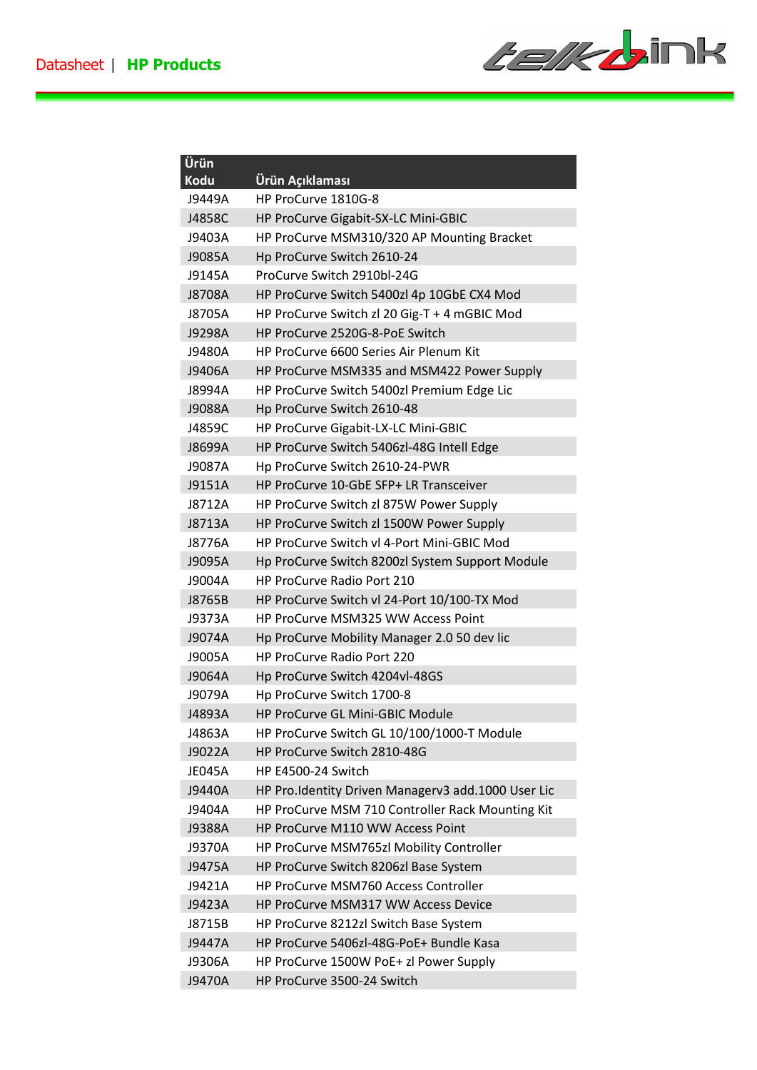Datasheet | **HP Products**

| Ürün Kodu | Ürün Açıklaması |
| --- | --- |
| J9449A | HP ProCurve 1810G-8 |
| J4858C | HP ProCurve Gigabit-SX-LC Mini-GBIC |
| J9403A | HP ProCurve MSM310/320 AP Mounting Bracket |
| J9085A | Hp ProCurve Switch 2610-24 |
| J9145A | ProCurve Switch 2910bl-24G |
| J8708A | HP ProCurve Switch 5400zl 4p 10GbE CX4 Mod |
| J8705A | HP ProCurve Switch zl 20 Gig-T + 4 mGBIC Mod |
| J9298A | HP ProCurve 2520G-8-PoE Switch |
| J9480A | HP ProCurve 6600 Series Air Plenum Kit |
| J9406A | HP ProCurve MSM335 and MSM422 Power Supply |
| J8994A | HP ProCurve Switch 5400zl Premium Edge Lic |
| J9088A | Hp ProCurve Switch 2610-48 |
| J4859C | HP ProCurve Gigabit-LX-LC Mini-GBIC |
| J8699A | HP ProCurve Switch 5406zl-48G Intell Edge |
| J9087A | Hp ProCurve Switch 2610-24-PWR |
| J9151A | HP ProCurve 10-GbE SFP+ LR Transceiver |
| J8712A | HP ProCurve Switch zl 875W Power Supply |
| J8713A | HP ProCurve Switch zl 1500W Power Supply |
| J8776A | HP ProCurve Switch vl 4-Port Mini-GBIC Mod |
| J9095A | Hp ProCurve Switch 8200zl System Support Module |
| J9004A | HP ProCurve Radio Port 210 |
| J8765B | HP ProCurve Switch vl 24-Port 10/100-TX Mod |
| J9373A | HP ProCurve MSM325 WW Access Point |
| J9074A | Hp ProCurve Mobility Manager 2.0 50 dev lic |
| J9005A | HP ProCurve Radio Port 220 |
| J9064A | Hp ProCurve Switch 4204vl-48GS |
| J9079A | Hp ProCurve Switch 1700-8 |
| J4893A | HP ProCurve GL Mini-GBIC Module |
| J4863A | HP ProCurve Switch GL 10/100/1000-T Module |
| J9022A | HP ProCurve Switch 2810-48G |
| JE045A | HP E4500-24 Switch |
| J9440A | HP Pro.Identity Driven Managerv3 add.1000 User Lic |
| J9404A | HP ProCurve MSM 710 Controller Rack Mounting Kit |
| J9388A | HP ProCurve M110 WW Access Point |
| J9370A | HP ProCurve MSM765zl Mobility Controller |
| J9475A | HP ProCurve Switch 8206zl Base System |
| J9421A | HP ProCurve MSM760 Access Controller |
| J9423A | HP ProCurve MSM317 WW Access Device |
| J8715B | HP ProCurve 8212zl Switch Base System |
| J9447A | HP ProCurve 5406zl-48G-PoE+ Bundle Kasa |
| J9306A | HP ProCurve 1500W PoE+ zl Power Supply |
| J9470A | HP ProCurve 3500-24 Switch |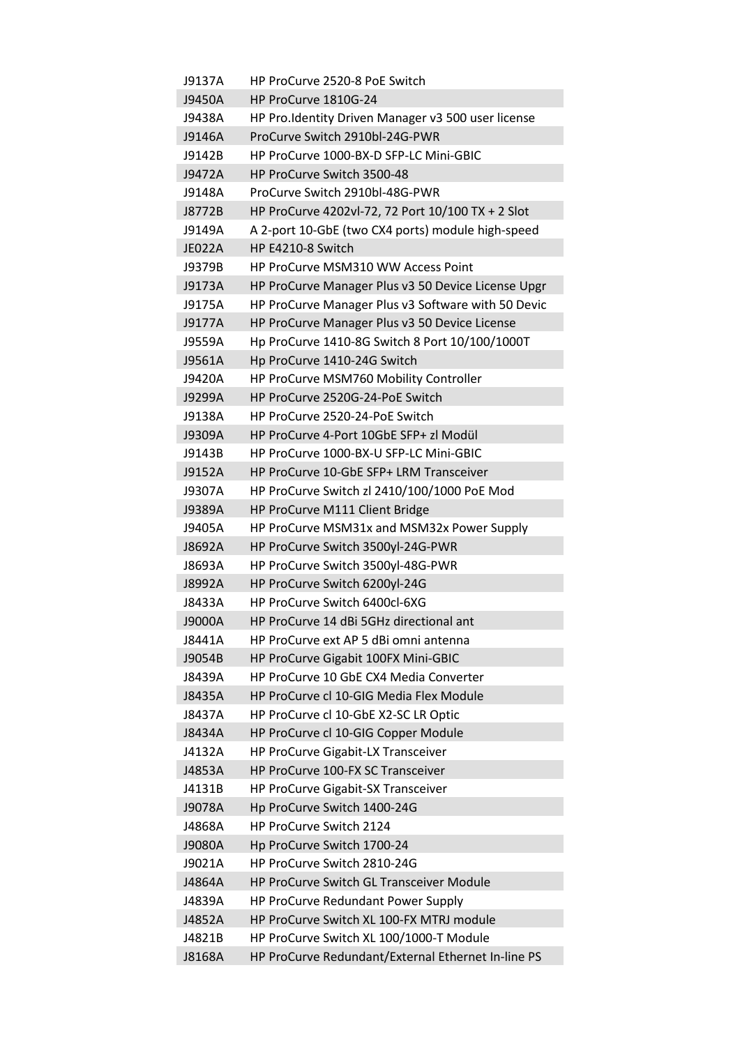| J9137A | HP ProCurve 2520-8 PoE Switch |
|---|---|
| J9450A | HP ProCurve 1810G-24 |
| J9438A | HP Pro.Identity Driven Manager v3 500 user license |
| J9146A | ProCurve Switch 2910bl-24G-PWR |
| J9142B | HP ProCurve 1000-BX-D SFP-LC Mini-GBIC |
| J9472A | HP ProCurve Switch 3500-48 |
| J9148A | ProCurve Switch 2910bl-48G-PWR |
| J8772B | HP ProCurve 4202vl-72, 72 Port 10/100 TX + 2 Slot |
| J9149A | A 2-port 10-GbE (two CX4 ports) module high-speed |
| JE022A | HP E4210-8 Switch |
| J9379B | HP ProCurve MSM310 WW Access Point |
| J9173A | HP ProCurve Manager Plus v3 50 Device License Upgr |
| J9175A | HP ProCurve Manager Plus v3 Software with 50 Devic |
| J9177A | HP ProCurve Manager Plus v3 50 Device License |
| J9559A | Hp ProCurve 1410-8G Switch 8 Port 10/100/1000T |
| J9561A | Hp ProCurve 1410-24G Switch |
| J9420A | HP ProCurve MSM760 Mobility Controller |
| J9299A | HP ProCurve 2520G-24-PoE Switch |
| J9138A | HP ProCurve 2520-24-PoE Switch |
| J9309A | HP ProCurve 4-Port 10GbE SFP+ zl Modül |
| J9143B | HP ProCurve 1000-BX-U SFP-LC Mini-GBIC |
| J9152A | HP ProCurve 10-GbE SFP+ LRM Transceiver |
| J9307A | HP ProCurve Switch zl 2410/100/1000 PoE Mod |
| J9389A | HP ProCurve M111 Client Bridge |
| J9405A | HP ProCurve MSM31x and MSM32x Power Supply |
| J8692A | HP ProCurve Switch 3500yl-24G-PWR |
| J8693A | HP ProCurve Switch 3500yl-48G-PWR |
| J8992A | HP ProCurve Switch 6200yl-24G |
| J8433A | HP ProCurve Switch 6400cl-6XG |
| J9000A | HP ProCurve 14 dBi 5GHz directional ant |
| J8441A | HP ProCurve ext AP 5 dBi omni antenna |
| J9054B | HP ProCurve Gigabit 100FX Mini-GBIC |
| J8439A | HP ProCurve 10 GbE CX4 Media Converter |
| J8435A | HP ProCurve cl 10-GIG Media Flex Module |
| J8437A | HP ProCurve cl 10-GbE X2-SC LR Optic |
| J8434A | HP ProCurve cl 10-GIG Copper Module |
| J4132A | HP ProCurve Gigabit-LX Transceiver |
| J4853A | HP ProCurve 100-FX SC Transceiver |
| J4131B | HP ProCurve Gigabit-SX Transceiver |
| J9078A | Hp ProCurve Switch 1400-24G |
| J4868A | HP ProCurve Switch 2124 |
| J9080A | Hp ProCurve Switch 1700-24 |
| J9021A | HP ProCurve Switch 2810-24G |
| J4864A | HP ProCurve Switch GL Transceiver Module |
| J4839A | HP ProCurve Redundant Power Supply |
| J4852A | HP ProCurve Switch XL 100-FX MTRJ module |
| J4821B | HP ProCurve Switch XL 100/1000-T Module |
| J8168A | HP ProCurve Redundant/External Ethernet In-line PS |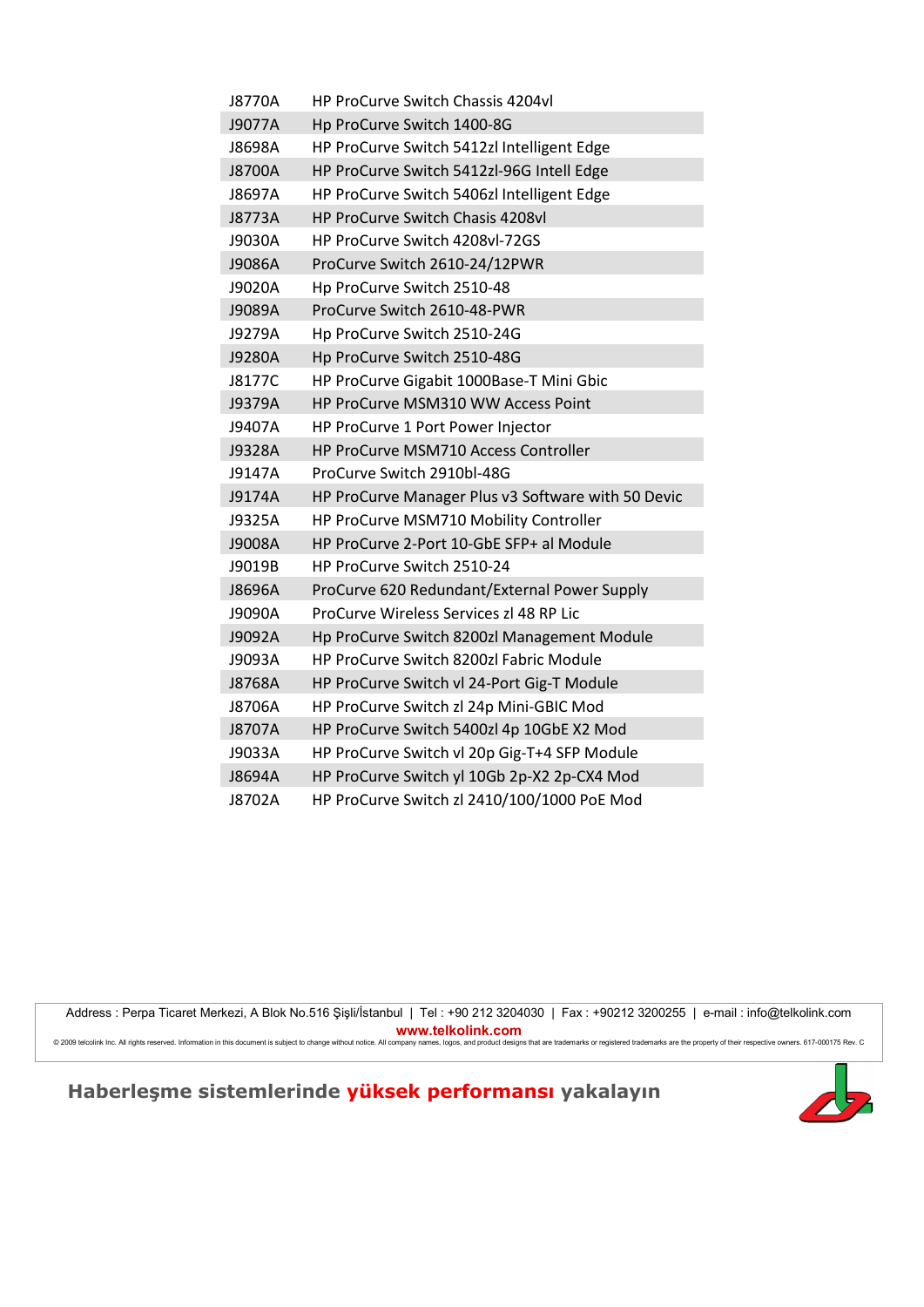| | |
|---|---|
| J8770A | HP ProCurve Switch Chassis 4204vl |
| J9077A | Hp ProCurve Switch 1400-8G |
| J8698A | HP ProCurve Switch 5412zl Intelligent Edge |
| J8700A | HP ProCurve Switch 5412zl-96G Intell Edge |
| J8697A | HP ProCurve Switch 5406zl Intelligent Edge |
| J8773A | HP ProCurve Switch Chasis 4208vl |
| J9030A | HP ProCurve Switch 4208vl-72GS |
| J9086A | ProCurve Switch 2610-24/12PWR |
| J9020A | Hp ProCurve Switch 2510-48 |
| J9089A | ProCurve Switch 2610-48-PWR |
| J9279A | Hp ProCurve Switch 2510-24G |
| J9280A | Hp ProCurve Switch 2510-48G |
| J8177C | HP ProCurve Gigabit 1000Base-T Mini Gbic |
| J9379A | HP ProCurve MSM310 WW Access Point |
| J9407A | HP ProCurve 1 Port Power Injector |
| J9328A | HP ProCurve MSM710 Access Controller |
| J9147A | ProCurve Switch 2910bl-48G |
| J9174A | HP ProCurve Manager Plus v3 Software with 50 Devic |
| J9325A | HP ProCurve MSM710 Mobility Controller |
| J9008A | HP ProCurve 2-Port 10-GbE SFP+ al Module |
| J9019B | HP ProCurve Switch 2510-24 |
| J8696A | ProCurve 620 Redundant/External Power Supply |
| J9090A | ProCurve Wireless Services zl 48 RP Lic |
| J9092A | Hp ProCurve Switch 8200zl Management Module |
| J9093A | HP ProCurve Switch 8200zl Fabric Module |
| J8768A | HP ProCurve Switch vl 24-Port Gig-T Module |
| J8706A | HP ProCurve Switch zl 24p Mini-GBIC Mod |
| J8707A | HP ProCurve Switch 5400zl 4p 10GbE X2 Mod |
| J9033A | HP ProCurve Switch vl 20p Gig-T+4 SFP Module |
| J8694A | HP ProCurve Switch yl 10Gb 2p-X2 2p-CX4 Mod |
| J8702A | HP ProCurve Switch zl 2410/100/1000 PoE Mod |

Address : Perpa Ticaret Merkezi, A Blok No.516 Şişli/İstanbul | Tel : +90 212 3204030 | Fax : +90212 3200255 | e-mail : info@telkolink.com

**www.telkolink.com**

© 2009 telcolink Inc. All rights reserved. Information in this document is subject to change without notice. All company names, logos, and product designs that are trademarks or registered trademarks are the property of their respective owners. 617-000175 Rev. C

**Haberleşme sistemlerinde yüksek performansı yakalayın**